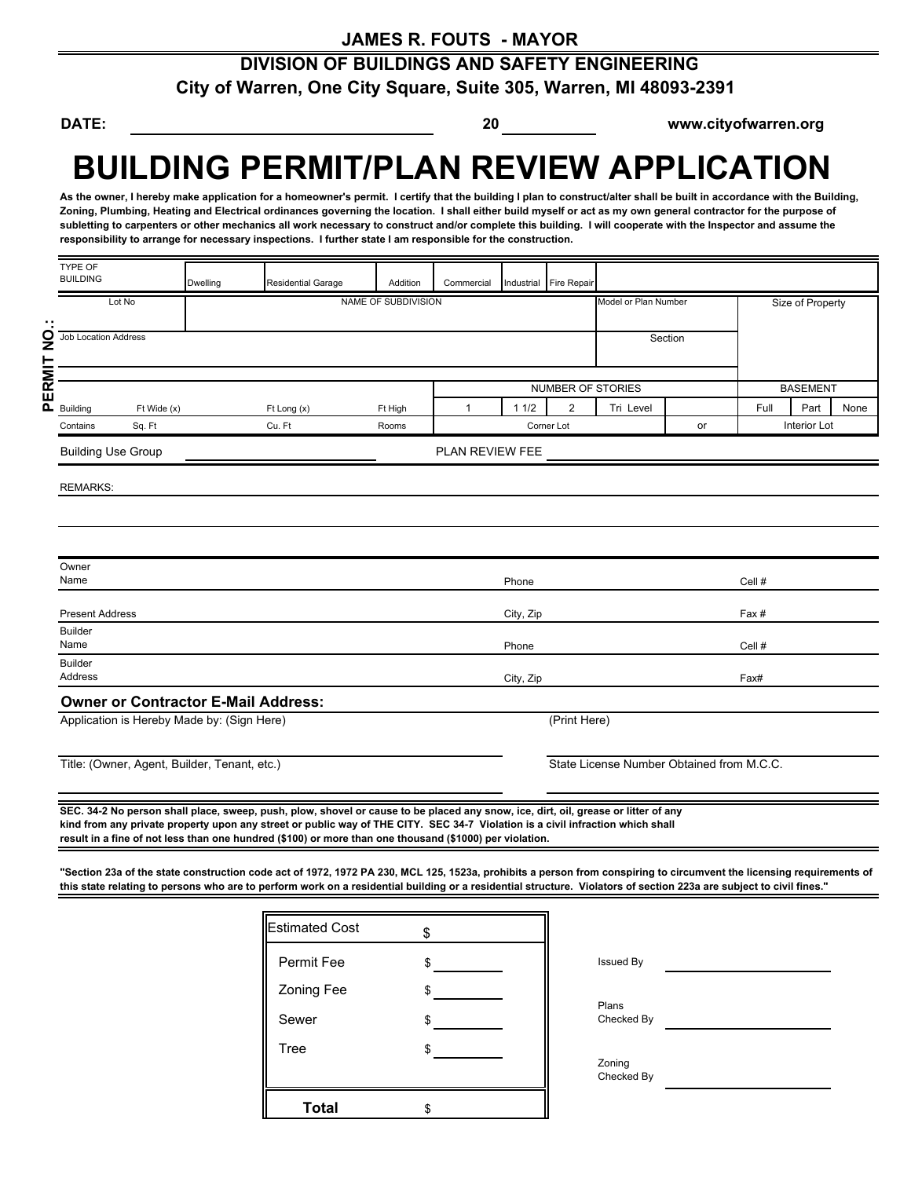**JAMES R. FOUTS - MAYOR**

**DIVISION OF BUILDINGS AND SAFETY ENGINEERING**

**City of Warren, One City Square, Suite 305, Warren, MI 48093-2391**

**DATE:** ______________________ **20** ________ **www.cityofwarren.org**

# BUILDING PERMIT/PLAN REVIEW APPLICATION

**As the owner, I hereby make application for a homeowner's permit. I certify that the building I plan to construct/alter shall be built in accordance with the Building, Zoning, Plumbing, Heating and Electrical ordinances governing the location. I shall either build myself or act as my own general contractor for the purpose of subletting to carpenters or other mechanics all work necessary to construct and/or complete this building. I will cooperate with the Inspector and assume the responsibility to arrange for necessary inspections. I further state I am responsible for the construction.**

**PERMIT NO.:**

| TYPE OF BUILDING | Dwelling | Residential Garage | Addition | Commercial | Industrial | Fire Repair | | | | | |
|---|---|---|---|---|---|---|---|---|---|---|---|
| Lot No | NAME OF SUBDIVISION | | | | | | Model or Plan Number | | Size of Property | | |
| Job Location Address | | | | | | | Section | | | | |
| | | | | NUMBER OF STORIES | | | | | BASEMENT | | |
| Building | Ft Wide (x) | Ft Long (x) | Ft High | 1 | 1 1/2 | 2 | Tri Level | | Full | Part | None |
| Contains | Sq. Ft | Cu. Ft | Rooms | Corner Lot | | | | or | Interior Lot | | |

Building Use Group ______________________ PLAN REVIEW FEE ______________________

REMARKS:

| | | |
|---|---|---|
| Owner Name | Phone | Cell # |
| Present Address | City, Zip | Fax # |
| Builder Name | Phone | Cell # |
| Builder Address | City, Zip | Fax# |

**Owner or Contractor E-Mail Address:**

Application is Hereby Made by: (Sign Here) ______________________ (Print Here) ______________________

Title: (Owner, Agent, Builder, Tenant, etc.) ______________________ State License Number Obtained from M.C.C. ______________________

**SEC. 34-2 No person shall place, sweep, push, plow, shovel or cause to be placed any snow, ice, dirt, oil, grease or litter of any kind from any private property upon any street or public way of THE CITY. SEC 34-7 Violation is a civil infraction which shall result in a fine of not less than one hundred ($100) or more than one thousand ($1000) per violation.**

**"Section 23a of the state construction code act of 1972, 1972 PA 230, MCL 125, 1523a, prohibits a person from conspiring to circumvent the licensing requirements of this state relating to persons who are to perform work on a residential building or a residential structure. Violators of section 223a are subject to civil fines."**

| | |
|---|---|
| Estimated Cost | $ |
| Permit Fee | $ |
| Zoning Fee | $ |
| Sewer | $ |
| Tree | $ |
| **Total** | $ |

Issued By ______________________

Plans Checked By ______________________

Zoning Checked By ______________________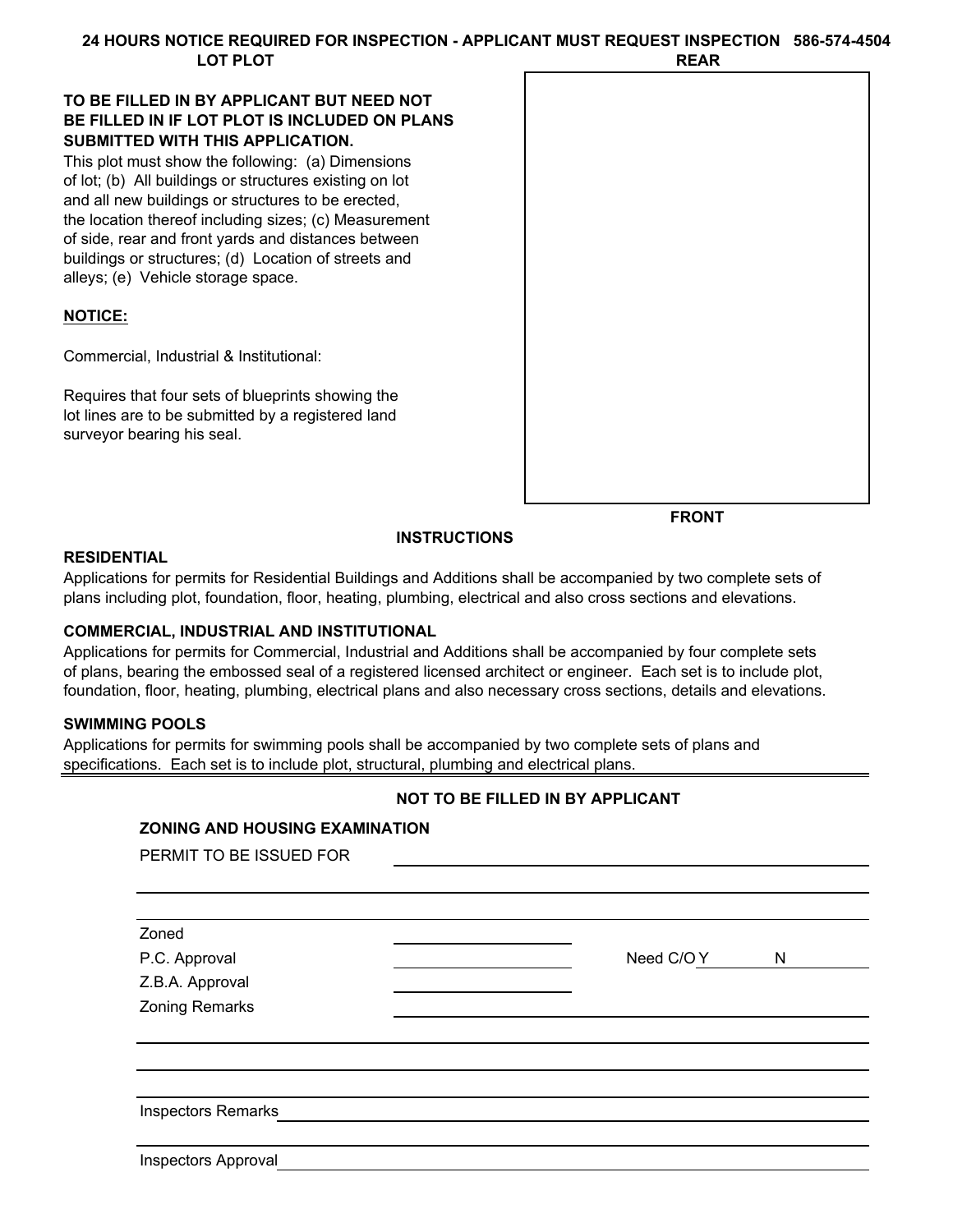**24 HOURS NOTICE REQUIRED FOR INSPECTION - APPLICANT MUST REQUEST INSPECTION 586-574-4504**

## LOT PLOT

**TO BE FILLED IN BY APPLICANT BUT NEED NOT BE FILLED IN IF LOT PLOT IS INCLUDED ON PLANS SUBMITTED WITH THIS APPLICATION.**

This plot must show the following: (a) Dimensions of lot; (b) All buildings or structures existing on lot and all new buildings or structures to be erected, the location thereof including sizes; (c) Measurement of side, rear and front yards and distances between buildings or structures; (d) Location of streets and alleys; (e) Vehicle storage space.

**NOTICE:**

Commercial, Industrial & Institutional:

Requires that four sets of blueprints showing the lot lines are to be submitted by a registered land surveyor bearing his seal.

REAR

FRONT

## INSTRUCTIONS

### RESIDENTIAL

Applications for permits for Residential Buildings and Additions shall be accompanied by two complete sets of plans including plot, foundation, floor, heating, plumbing, electrical and also cross sections and elevations.

### COMMERCIAL, INDUSTRIAL AND INSTITUTIONAL

Applications for permits for Commercial, Industrial and Additions shall be accompanied by four complete sets of plans, bearing the embossed seal of a registered licensed architect or engineer. Each set is to include plot, foundation, floor, heating, plumbing, electrical plans and also necessary cross sections, details and elevations.

### SWIMMING POOLS

Applications for permits for swimming pools shall be accompanied by two complete sets of plans and specifications. Each set is to include plot, structural, plumbing and electrical plans.

---

## NOT TO BE FILLED IN BY APPLICANT

### ZONING AND HOUSING EXAMINATION

PERMIT TO BE ISSUED FOR ______________________________

______________________________

______________________________

Zoned ______________

P.C. Approval ______________ Need C/O Y ______ N ______

Z.B.A. Approval ______________

Zoning Remarks ______________________________

______________________________

______________________________

______________________________

Inspectors Remarks ______________________________

______________________________

Inspectors Approval ______________________________